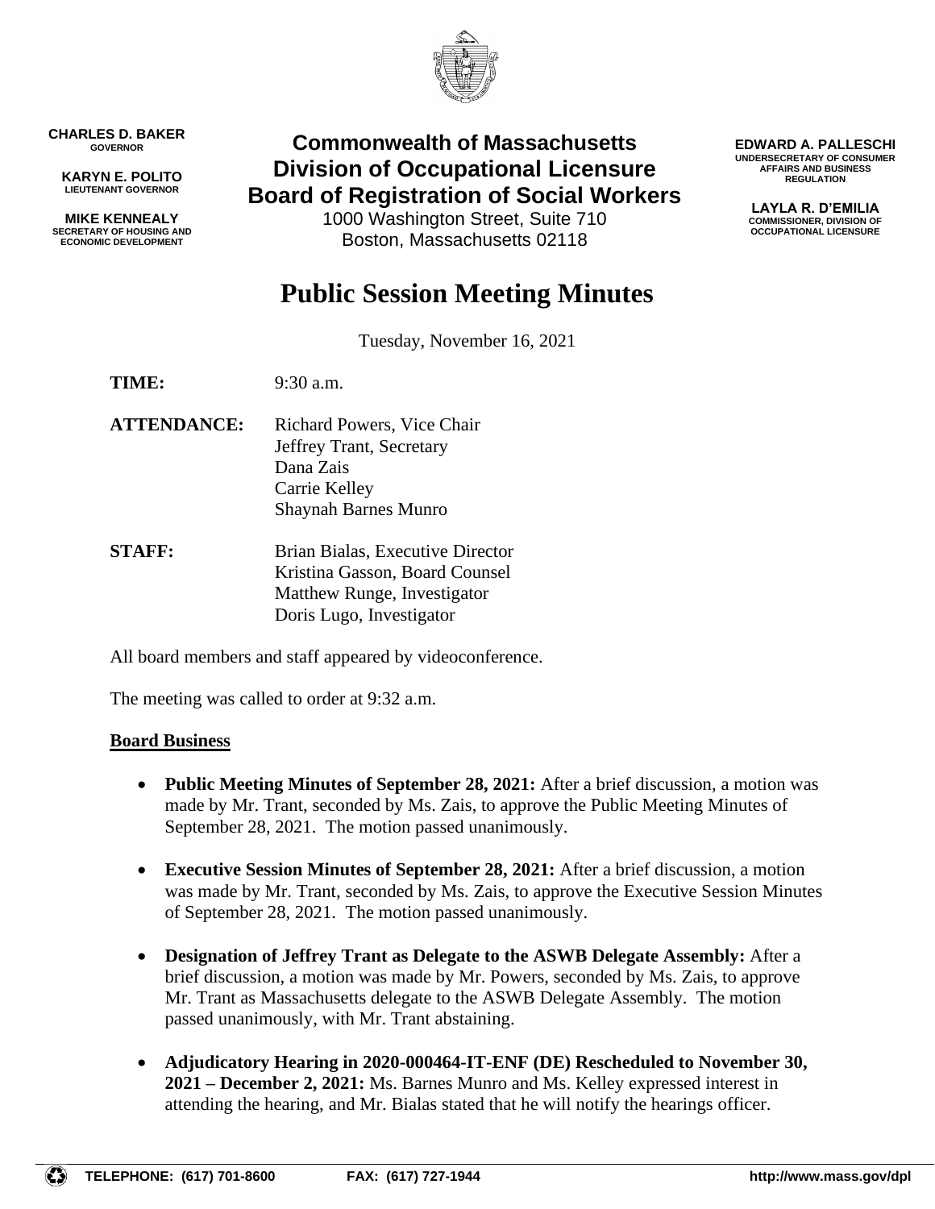CHARLES D. BAKER
GOVERNOR

KARYN E. POLITO
LIEUTENANT GOVERNOR

MIKE KENNEALY
SECRETARY OF HOUSING AND ECONOMIC DEVELOPMENT

**Commonwealth of Massachusetts**
**Division of Occupational Licensure**
**Board of Registration of Social Workers**
1000 Washington Street, Suite 710
Boston, Massachusetts 02118

EDWARD A. PALLESCHI
UNDERSECRETARY OF CONSUMER AFFAIRS AND BUSINESS REGULATION

LAYLA R. D'EMILIA
COMMISSIONER, DIVISION OF OCCUPATIONAL LICENSURE

# Public Session Meeting Minutes

Tuesday, November 16, 2021

**TIME:** 9:30 a.m.

**ATTENDANCE:** Richard Powers, Vice Chair
Jeffrey Trant, Secretary
Dana Zais
Carrie Kelley
Shaynah Barnes Munro

**STAFF:** Brian Bialas, Executive Director
Kristina Gasson, Board Counsel
Matthew Runge, Investigator
Doris Lugo, Investigator

All board members and staff appeared by videoconference.

The meeting was called to order at 9:32 a.m.

**Board Business**

- **Public Meeting Minutes of September 28, 2021:** After a brief discussion, a motion was made by Mr. Trant, seconded by Ms. Zais, to approve the Public Meeting Minutes of September 28, 2021. The motion passed unanimously.

- **Executive Session Minutes of September 28, 2021:** After a brief discussion, a motion was made by Mr. Trant, seconded by Ms. Zais, to approve the Executive Session Minutes of September 28, 2021. The motion passed unanimously.

- **Designation of Jeffrey Trant as Delegate to the ASWB Delegate Assembly:** After a brief discussion, a motion was made by Mr. Powers, seconded by Ms. Zais, to approve Mr. Trant as Massachusetts delegate to the ASWB Delegate Assembly. The motion passed unanimously, with Mr. Trant abstaining.

- **Adjudicatory Hearing in 2020-000464-IT-ENF (DE) Rescheduled to November 30, 2021 – December 2, 2021:** Ms. Barnes Munro and Ms. Kelley expressed interest in attending the hearing, and Mr. Bialas stated that he will notify the hearings officer.

TELEPHONE: (617) 701-8600 FAX: (617) 727-1944 http://www.mass.gov/dpl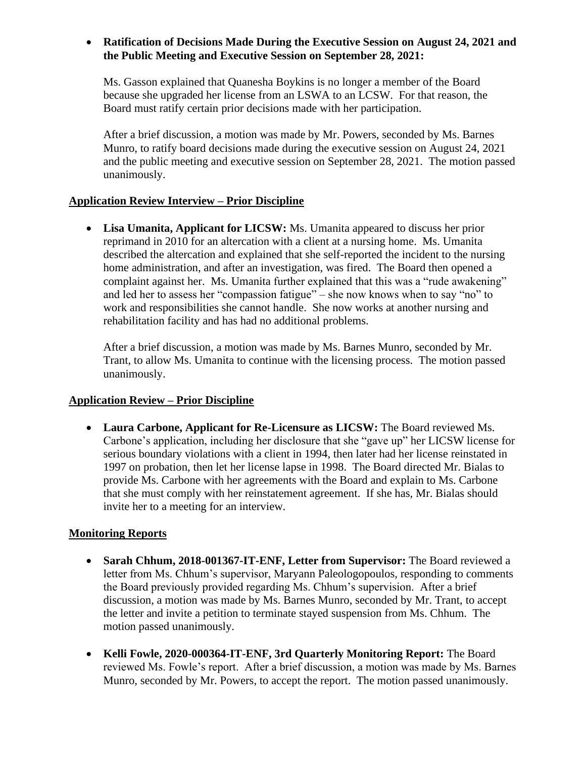- **Ratification of Decisions Made During the Executive Session on August 24, 2021 and the Public Meeting and Executive Session on September 28, 2021:**

  Ms. Gasson explained that Quanesha Boykins is no longer a member of the Board because she upgraded her license from an LSWA to an LCSW. For that reason, the Board must ratify certain prior decisions made with her participation.

  After a brief discussion, a motion was made by Mr. Powers, seconded by Ms. Barnes Munro, to ratify board decisions made during the executive session on August 24, 2021 and the public meeting and executive session on September 28, 2021. The motion passed unanimously.

## Application Review Interview – Prior Discipline

- **Lisa Umanita, Applicant for LICSW:** Ms. Umanita appeared to discuss her prior reprimand in 2010 for an altercation with a client at a nursing home. Ms. Umanita described the altercation and explained that she self-reported the incident to the nursing home administration, and after an investigation, was fired. The Board then opened a complaint against her. Ms. Umanita further explained that this was a "rude awakening" and led her to assess her "compassion fatigue" – she now knows when to say "no" to work and responsibilities she cannot handle. She now works at another nursing and rehabilitation facility and has had no additional problems.

  After a brief discussion, a motion was made by Ms. Barnes Munro, seconded by Mr. Trant, to allow Ms. Umanita to continue with the licensing process. The motion passed unanimously.

## Application Review – Prior Discipline

- **Laura Carbone, Applicant for Re-Licensure as LICSW:** The Board reviewed Ms. Carbone's application, including her disclosure that she "gave up" her LICSW license for serious boundary violations with a client in 1994, then later had her license reinstated in 1997 on probation, then let her license lapse in 1998. The Board directed Mr. Bialas to provide Ms. Carbone with her agreements with the Board and explain to Ms. Carbone that she must comply with her reinstatement agreement. If she has, Mr. Bialas should invite her to a meeting for an interview.

## Monitoring Reports

- **Sarah Chhum, 2018-001367-IT-ENF, Letter from Supervisor:** The Board reviewed a letter from Ms. Chhum's supervisor, Maryann Paleologopoulos, responding to comments the Board previously provided regarding Ms. Chhum's supervision. After a brief discussion, a motion was made by Ms. Barnes Munro, seconded by Mr. Trant, to accept the letter and invite a petition to terminate stayed suspension from Ms. Chhum. The motion passed unanimously.

- **Kelli Fowle, 2020-000364-IT-ENF, 3rd Quarterly Monitoring Report:** The Board reviewed Ms. Fowle's report. After a brief discussion, a motion was made by Ms. Barnes Munro, seconded by Mr. Powers, to accept the report. The motion passed unanimously.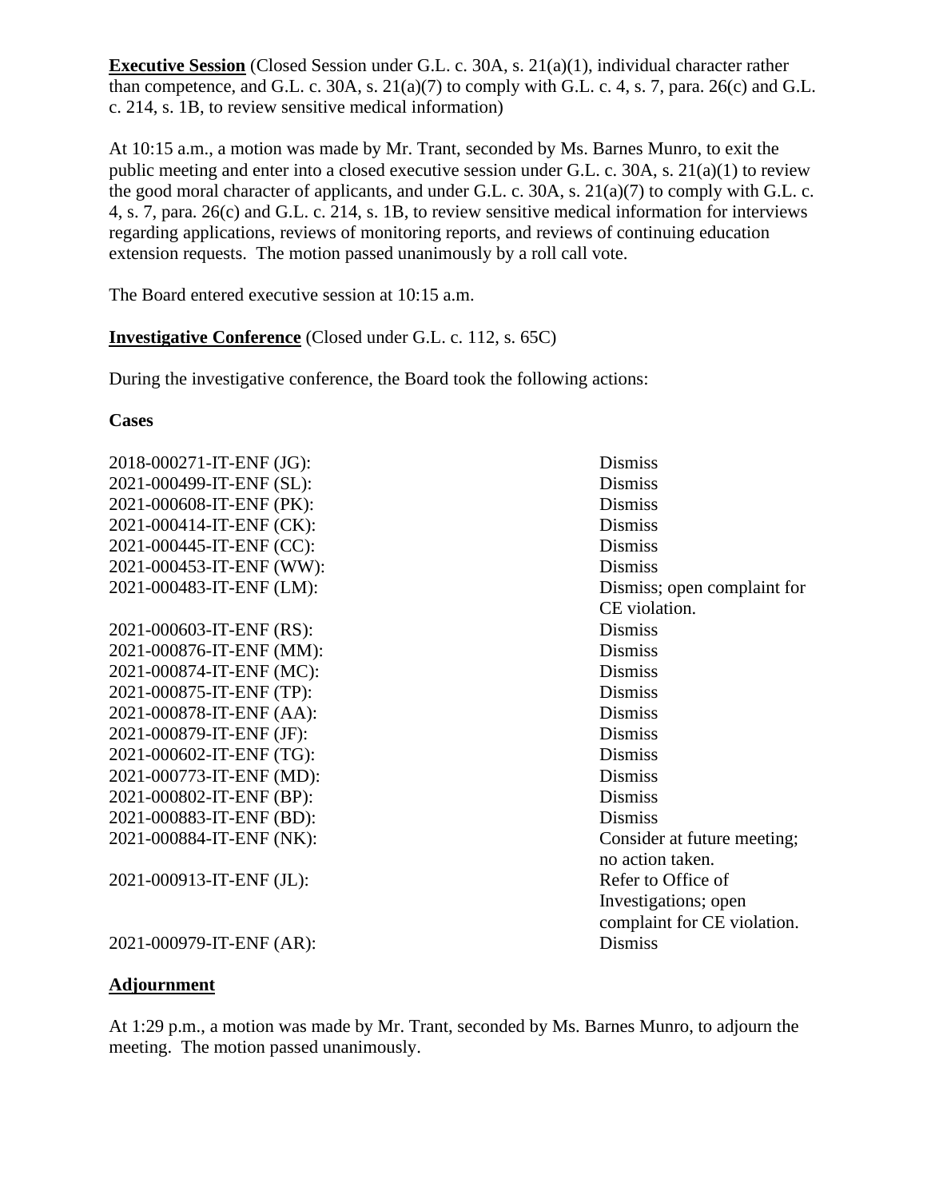**Executive Session** (Closed Session under G.L. c. 30A, s. 21(a)(1), individual character rather than competence, and G.L. c. 30A, s. 21(a)(7) to comply with G.L. c. 4, s. 7, para. 26(c) and G.L. c. 214, s. 1B, to review sensitive medical information)

At 10:15 a.m., a motion was made by Mr. Trant, seconded by Ms. Barnes Munro, to exit the public meeting and enter into a closed executive session under G.L. c. 30A, s. 21(a)(1) to review the good moral character of applicants, and under G.L. c. 30A, s. 21(a)(7) to comply with G.L. c. 4, s. 7, para. 26(c) and G.L. c. 214, s. 1B, to review sensitive medical information for interviews regarding applications, reviews of monitoring reports, and reviews of continuing education extension requests. The motion passed unanimously by a roll call vote.

The Board entered executive session at 10:15 a.m.

**Investigative Conference** (Closed under G.L. c. 112, s. 65C)

During the investigative conference, the Board took the following actions:

**Cases**

| | |
|---|---|
| 2018-000271-IT-ENF (JG): | Dismiss |
| 2021-000499-IT-ENF (SL): | Dismiss |
| 2021-000608-IT-ENF (PK): | Dismiss |
| 2021-000414-IT-ENF (CK): | Dismiss |
| 2021-000445-IT-ENF (CC): | Dismiss |
| 2021-000453-IT-ENF (WW): | Dismiss |
| 2021-000483-IT-ENF (LM): | Dismiss; open complaint for CE violation. |
| 2021-000603-IT-ENF (RS): | Dismiss |
| 2021-000876-IT-ENF (MM): | Dismiss |
| 2021-000874-IT-ENF (MC): | Dismiss |
| 2021-000875-IT-ENF (TP): | Dismiss |
| 2021-000878-IT-ENF (AA): | Dismiss |
| 2021-000879-IT-ENF (JF): | Dismiss |
| 2021-000602-IT-ENF (TG): | Dismiss |
| 2021-000773-IT-ENF (MD): | Dismiss |
| 2021-000802-IT-ENF (BP): | Dismiss |
| 2021-000883-IT-ENF (BD): | Dismiss |
| 2021-000884-IT-ENF (NK): | Consider at future meeting; no action taken. |
| 2021-000913-IT-ENF (JL): | Refer to Office of Investigations; open complaint for CE violation. |
| 2021-000979-IT-ENF (AR): | Dismiss |

**Adjournment**

At 1:29 p.m., a motion was made by Mr. Trant, seconded by Ms. Barnes Munro, to adjourn the meeting. The motion passed unanimously.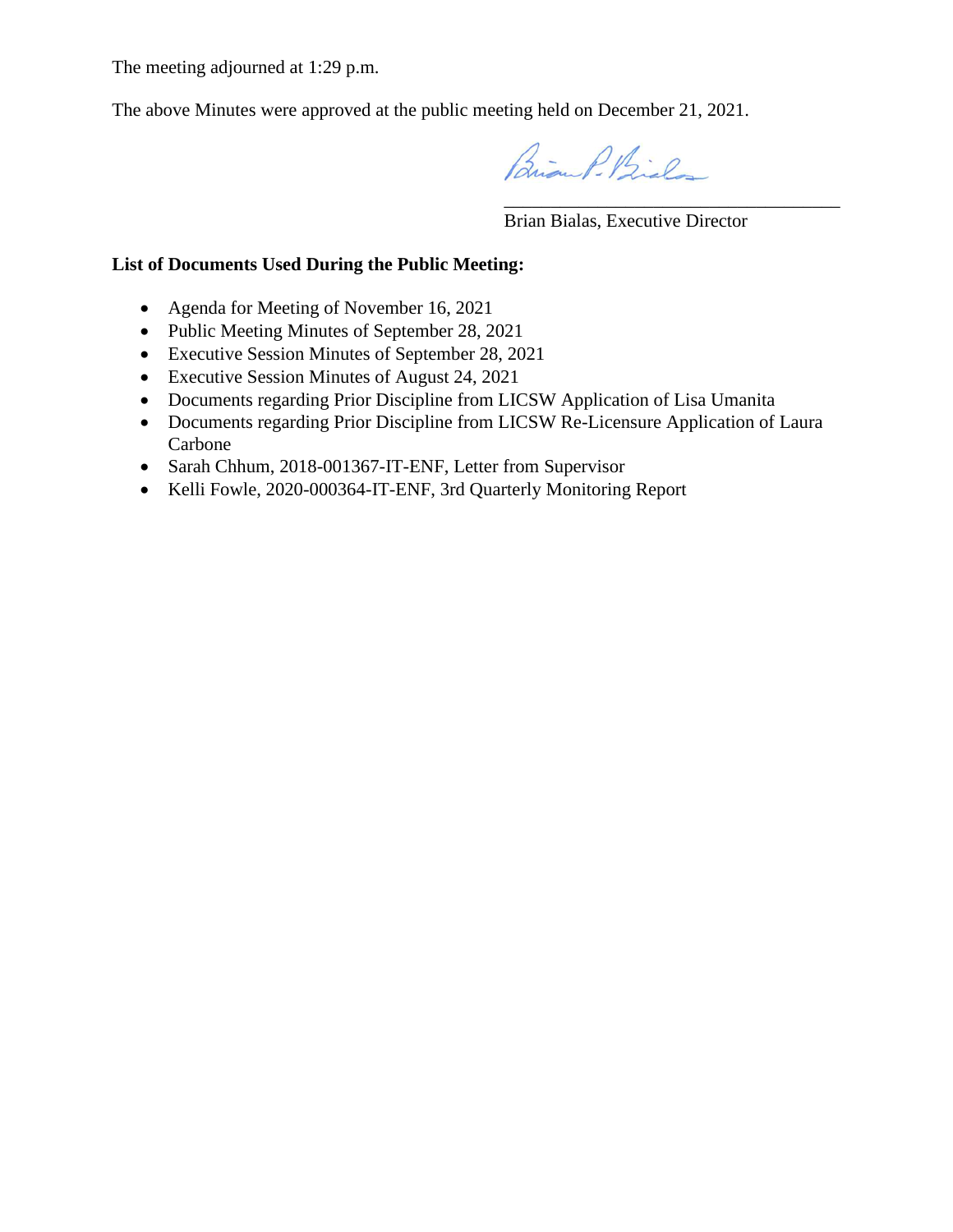The meeting adjourned at 1:29 p.m.

The above Minutes were approved at the public meeting held on December 21, 2021.

Brian Bialas, Executive Director

**List of Documents Used During the Public Meeting:**

- Agenda for Meeting of November 16, 2021
- Public Meeting Minutes of September 28, 2021
- Executive Session Minutes of September 28, 2021
- Executive Session Minutes of August 24, 2021
- Documents regarding Prior Discipline from LICSW Application of Lisa Umanita
- Documents regarding Prior Discipline from LICSW Re-Licensure Application of Laura Carbone
- Sarah Chhum, 2018-001367-IT-ENF, Letter from Supervisor
- Kelli Fowle, 2020-000364-IT-ENF, 3rd Quarterly Monitoring Report